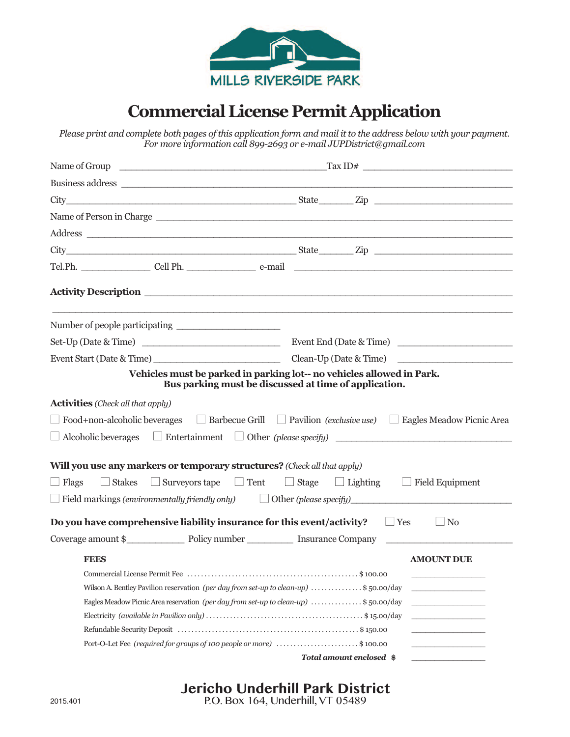MILLS RIVERSIDE PARK

# Commercial License Permit Application

*Please print and complete both pages of this application form and mail it to the address below with your payment. For more information call 899-2693 or e-mail JUPDistrict@gmail.com*

Name of Group ______________________________ Tax ID# ______________________

Business address ______________________________________________________

City ______________________________ State ______ Zip ______________________

Name of Person in Charge ______________________________________________

Address ______________________________________________________________

City ______________________________ State ______ Zip ______________________

Tel.Ph. ____________ Cell Ph. ____________ e-mail ____________________________

**Activity Description** ___________________________________________________

______________________________________________________________________

Number of people participating ________________

Set-Up (Date & Time) ______________________ Event End (Date & Time) ______________________

Event Start (Date & Time) ______________________ Clean-Up (Date & Time) ______________________

**Vehicles must be parked in parking lot-- no vehicles allowed in Park.**
**Bus parking must be discussed at time of application.**

**Activities** *(Check all that apply)*

☐ Food+non-alcoholic beverages ☐ Barbecue Grill ☐ Pavilion *(exclusive use)* ☐ Eagles Meadow Picnic Area

☐ Alcoholic beverages ☐ Entertainment ☐ Other *(please specify)* ______________________

**Will you use any markers or temporary structures?** *(Check all that apply)*

☐ Flags ☐ Stakes ☐ Surveyors tape ☐ Tent ☐ Stage ☐ Lighting ☐ Field Equipment

☐ Field markings *(environmentally friendly only)* ☐ Other *(please specify)* ______________________

**Do you have comprehensive liability insurance for this event/activity?** ☐ Yes ☐ No

Coverage amount $__________ Policy number __________ Insurance Company ______________________

| FEES | | AMOUNT DUE |
|---|---|---|
| Commercial License Permit Fee | $ 100.00 | ________ |
| Wilson A. Bentley Pavilion reservation *(per day from set-up to clean-up)* | $ 50.00/day | ________ |
| Eagles Meadow Picnic Area reservation *(per day from set-up to clean-up)* | $ 50.00/day | ________ |
| Electricity *(available in Pavilion only)* | $ 15.00/day | ________ |
| Refundable Security Deposit | $ 150.00 | ________ |
| Port-O-Let Fee *(required for groups of 100 people or more)* | $ 100.00 | ________ |
| ***Total amount enclosed*** | $ | ________ |

**Jericho Underhill Park District**
P.O. Box 164, Underhill, VT 05489

2015.401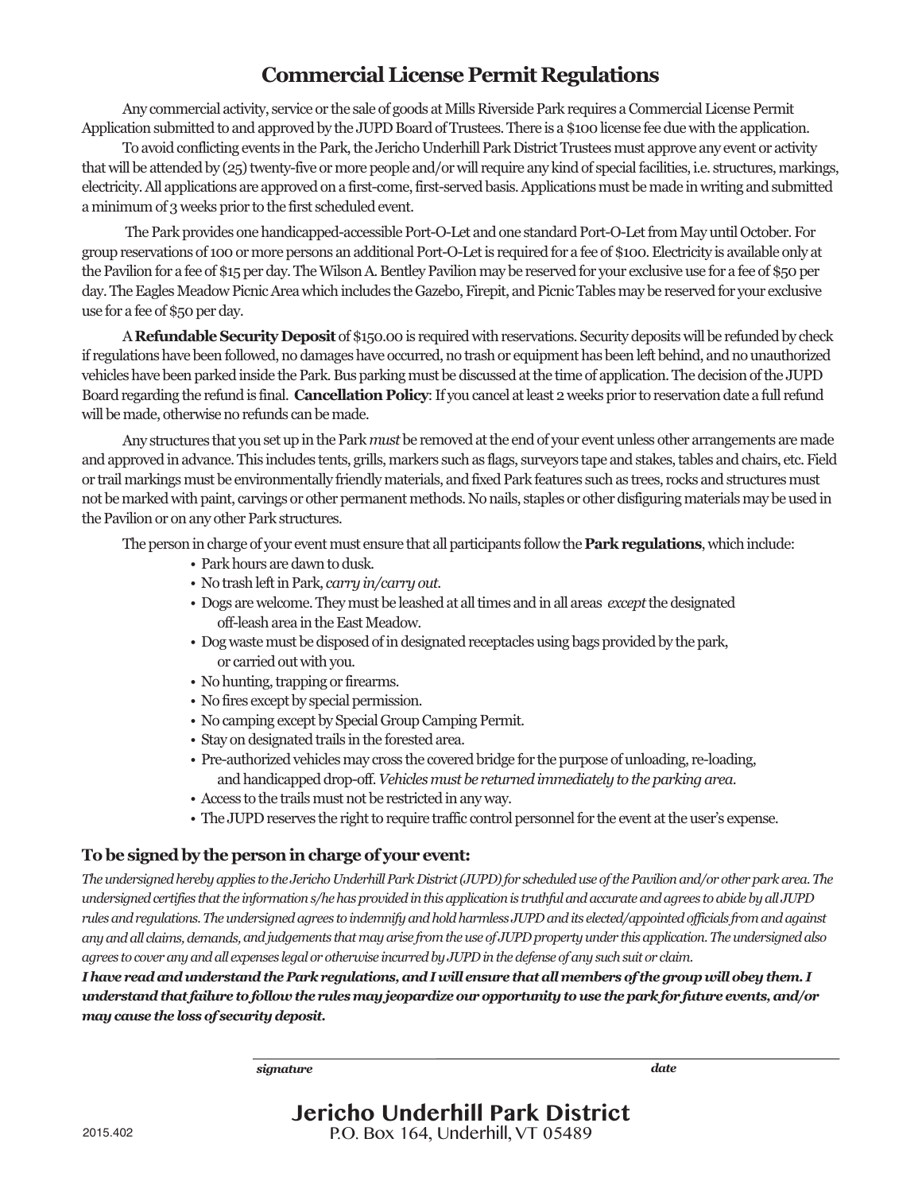# Commercial License Permit Regulations

Any commercial activity, service or the sale of goods at Mills Riverside Park requires a Commercial License Permit Application submitted to and approved by the JUPD Board of Trustees. There is a $100 license fee due with the application.

To avoid conflicting events in the Park, the Jericho Underhill Park District Trustees must approve any event or activity that will be attended by (25) twenty-five or more people and/or will require any kind of special facilities, i.e. structures, markings, electricity. All applications are approved on a first-come, first-served basis. Applications must be made in writing and submitted a minimum of 3 weeks prior to the first scheduled event.

The Park provides one handicapped-accessible Port-O-Let and one standard Port-O-Let from May until October. For group reservations of 100 or more persons an additional Port-O-Let is required for a fee of $100. Electricity is available only at the Pavilion for a fee of $15 per day. The Wilson A. Bentley Pavilion may be reserved for your exclusive use for a fee of $50 per day. The Eagles Meadow Picnic Area which includes the Gazebo, Firepit, and Picnic Tables may be reserved for your exclusive use for a fee of $50 per day.

A **Refundable Security Deposit** of $150.00 is required with reservations. Security deposits will be refunded by check if regulations have been followed, no damages have occurred, no trash or equipment has been left behind, and no unauthorized vehicles have been parked inside the Park. Bus parking must be discussed at the time of application. The decision of the JUPD Board regarding the refund is final. **Cancellation Policy**: If you cancel at least 2 weeks prior to reservation date a full refund will be made, otherwise no refunds can be made.

Any structures that you set up in the Park *must* be removed at the end of your event unless other arrangements are made and approved in advance. This includes tents, grills, markers such as flags, surveyors tape and stakes, tables and chairs, etc. Field or trail markings must be environmentally friendly materials, and fixed Park features such as trees, rocks and structures must not be marked with paint, carvings or other permanent methods. No nails, staples or other disfiguring materials may be used in the Pavilion or on any other Park structures.

The person in charge of your event must ensure that all participants follow the **Park regulations**, which include:

- Park hours are dawn to dusk.
- No trash left in Park, *carry in/carry out.*
- Dogs are welcome. They must be leashed at all times and in all areas *except* the designated off-leash area in the East Meadow.
- Dog waste must be disposed of in designated receptacles using bags provided by the park, or carried out with you.
- No hunting, trapping or firearms.
- No fires except by special permission.
- No camping except by Special Group Camping Permit.
- Stay on designated trails in the forested area.
- Pre-authorized vehicles may cross the covered bridge for the purpose of unloading, re-loading, and handicapped drop-off. *Vehicles must be returned immediately to the parking area.*
- Access to the trails must not be restricted in any way.
- The JUPD reserves the right to require traffic control personnel for the event at the user's expense.

### To be signed by the person in charge of your event:

*The undersigned hereby applies to the Jericho Underhill Park District (JUPD) for scheduled use of the Pavilion and/or other park area. The undersigned certifies that the information s/he has provided in this application is truthful and accurate and agrees to abide by all JUPD rules and regulations. The undersigned agrees to indemnify and hold harmless JUPD and its elected/appointed officials from and against any and all claims, demands, and judgements that may arise from the use of JUPD property under this application. The undersigned also agrees to cover any and all expenses legal or otherwise incurred by JUPD in the defense of any such suit or claim.*

***I have read and understand the Park regulations, and I will ensure that all members of the group will obey them. I understand that failure to follow the rules may jeopardize our opportunity to use the park for future events, and/or may cause the loss of security deposit.***

______________________________________________ ______________________

*signature* *date*

**Jericho Underhill Park District**

P.O. Box 164, Underhill, VT 05489

2015.402